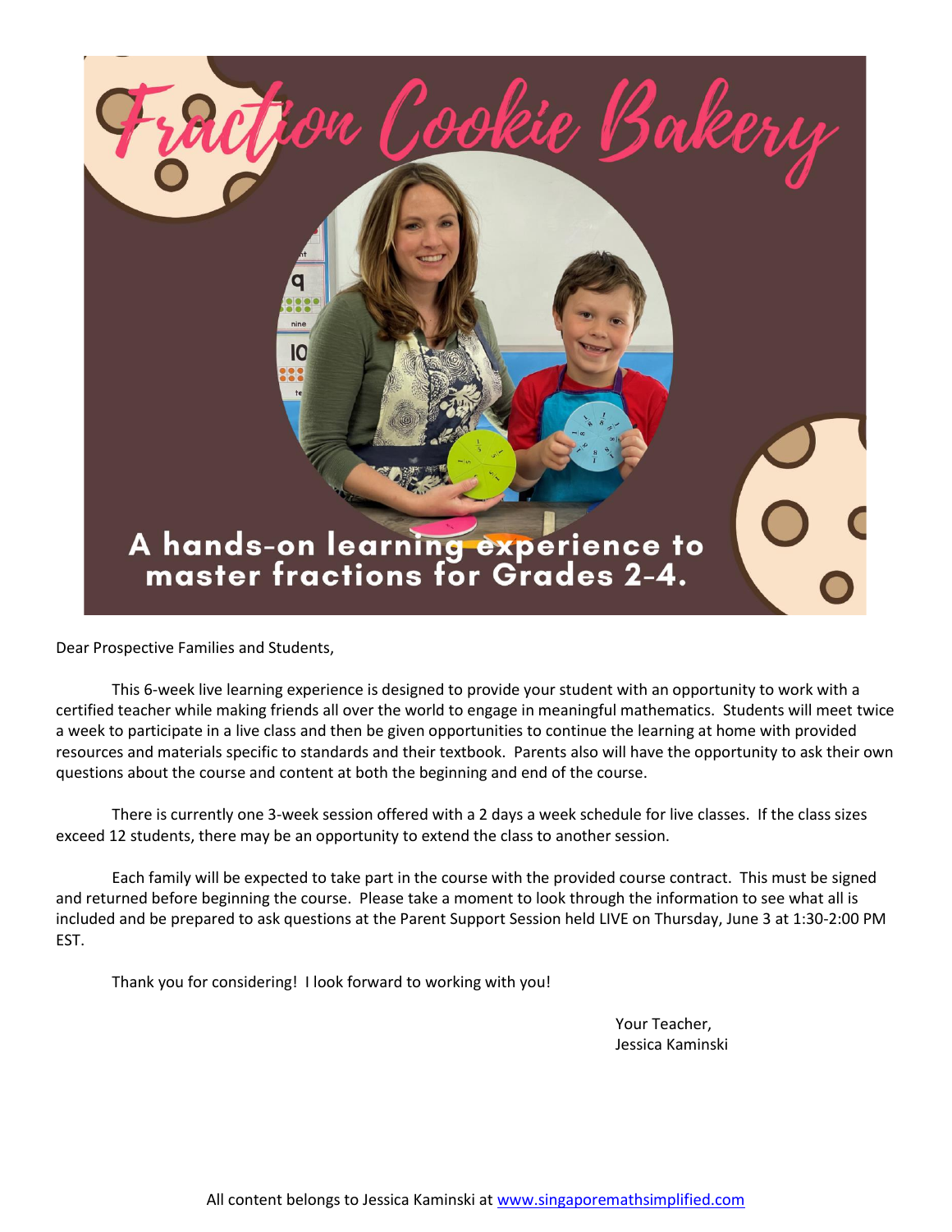# Fraction Cookie Bakery

A hands-on learning experience to master fractions for Grades 2-4.

Dear Prospective Families and Students,

This 6-week live learning experience is designed to provide your student with an opportunity to work with a certified teacher while making friends all over the world to engage in meaningful mathematics. Students will meet twice a week to participate in a live class and then be given opportunities to continue the learning at home with provided resources and materials specific to standards and their textbook. Parents also will have the opportunity to ask their own questions about the course and content at both the beginning and end of the course.

There is currently one 3-week session offered with a 2 days a week schedule for live classes. If the class sizes exceed 12 students, there may be an opportunity to extend the class to another session.

Each family will be expected to take part in the course with the provided course contract. This must be signed and returned before beginning the course. Please take a moment to look through the information to see what all is included and be prepared to ask questions at the Parent Support Session held LIVE on Thursday, June 3 at 1:30-2:00 PM EST.

Thank you for considering! I look forward to working with you!

Your Teacher,
Jessica Kaminski

All content belongs to Jessica Kaminski at www.singaporemathsimplified.com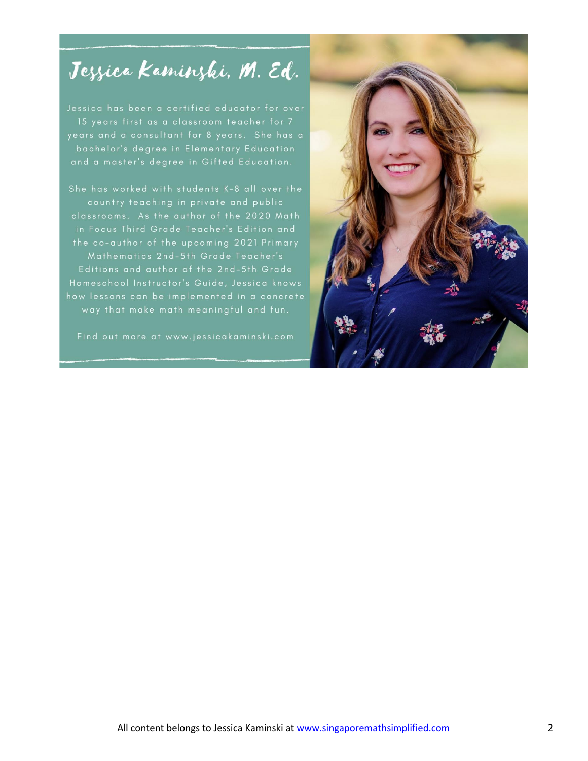# Jessica Kaminski, M. Ed.

Jessica has been a certified educator for over 15 years first as a classroom teacher for 7 years and a consultant for 8 years. She has a bachelor's degree in Elementary Education and a master's degree in Gifted Education.

She has worked with students K-8 all over the country teaching in private and public classrooms. As the author of the 2020 Math in Focus Third Grade Teacher's Edition and the co-author of the upcoming 2021 Primary Mathematics 2nd-5th Grade Teacher's Editions and author of the 2nd-5th Grade Homeschool Instructor's Guide, Jessica knows how lessons can be implemented in a concrete way that make math meaningful and fun.

Find out more at www.jessicakaminski.com

All content belongs to Jessica Kaminski at [www.singaporemathsimplified.com](www.singaporemathsimplified.com)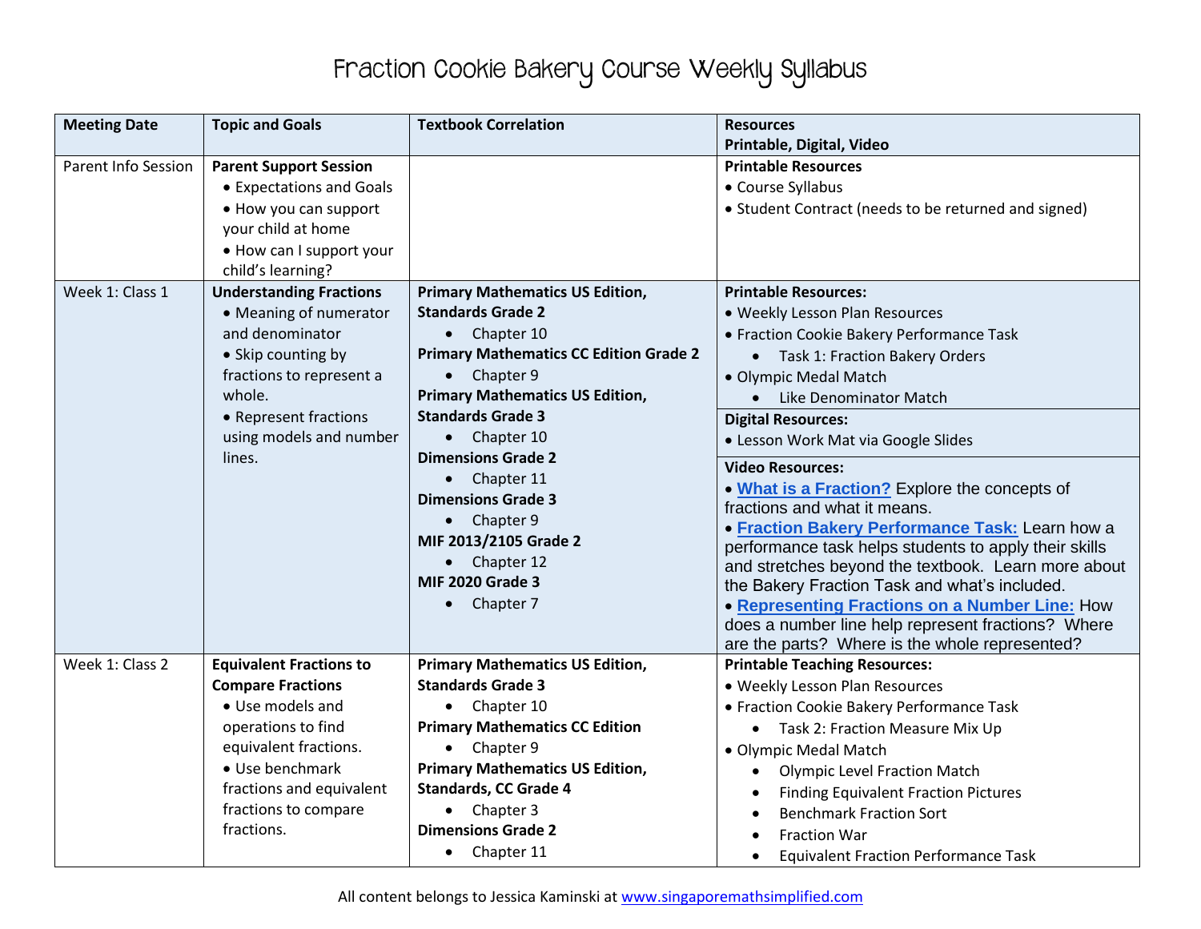# Fraction Cookie Bakery Course Weekly Syllabus

| Meeting Date | Topic and Goals | Textbook Correlation | Resources<br>Printable, Digital, Video |
|---|---|---|---|
| Parent Info Session | **Parent Support Session**<br>• Expectations and Goals<br>• How you can support your child at home<br>• How can I support your child's learning? | | **Printable Resources**<br>• Course Syllabus<br>• Student Contract (needs to be returned and signed) |
| Week 1: Class 1 | **Understanding Fractions**<br>• Meaning of numerator and denominator<br>• Skip counting by fractions to represent a whole.<br>• Represent fractions using models and number lines. | **Primary Mathematics US Edition, Standards Grade 2**<br>• Chapter 10<br>**Primary Mathematics CC Edition Grade 2**<br>• Chapter 9<br>**Primary Mathematics US Edition, Standards Grade 3**<br>• Chapter 10<br>**Dimensions Grade 2**<br>• Chapter 11<br>**Dimensions Grade 3**<br>• Chapter 9<br>**MIF 2013/2105 Grade 2**<br>• Chapter 12<br>**MIF 2020 Grade 3**<br>• Chapter 7 | **Printable Resources:**<br>• Weekly Lesson Plan Resources<br>• Fraction Cookie Bakery Performance Task<br>  • Task 1: Fraction Bakery Orders<br>• Olympic Medal Match<br>  • Like Denominator Match<br>**Digital Resources:**<br>• Lesson Work Mat via Google Slides<br>**Video Resources:**<br>• **What is a Fraction?** Explore the concepts of fractions and what it means.<br>• **Fraction Bakery Performance Task:** Learn how a performance task helps students to apply their skills and stretches beyond the textbook. Learn more about the Bakery Fraction Task and what's included.<br>• **Representing Fractions on a Number Line:** How does a number line help represent fractions? Where are the parts? Where is the whole represented? |
| Week 1: Class 2 | **Equivalent Fractions to Compare Fractions**<br>• Use models and operations to find equivalent fractions.<br>• Use benchmark fractions and equivalent fractions to compare fractions. | **Primary Mathematics US Edition, Standards Grade 3**<br>• Chapter 10<br>**Primary Mathematics CC Edition**<br>• Chapter 9<br>**Primary Mathematics US Edition, Standards, CC Grade 4**<br>• Chapter 3<br>**Dimensions Grade 2**<br>• Chapter 11 | **Printable Teaching Resources:**<br>• Weekly Lesson Plan Resources<br>• Fraction Cookie Bakery Performance Task<br>  • Task 2: Fraction Measure Mix Up<br>• Olympic Medal Match<br>  • Olympic Level Fraction Match<br>  • Finding Equivalent Fraction Pictures<br>  • Benchmark Fraction Sort<br>  • Fraction War<br>  • Equivalent Fraction Performance Task |

All content belongs to Jessica Kaminski at www.singaporemathsimplified.com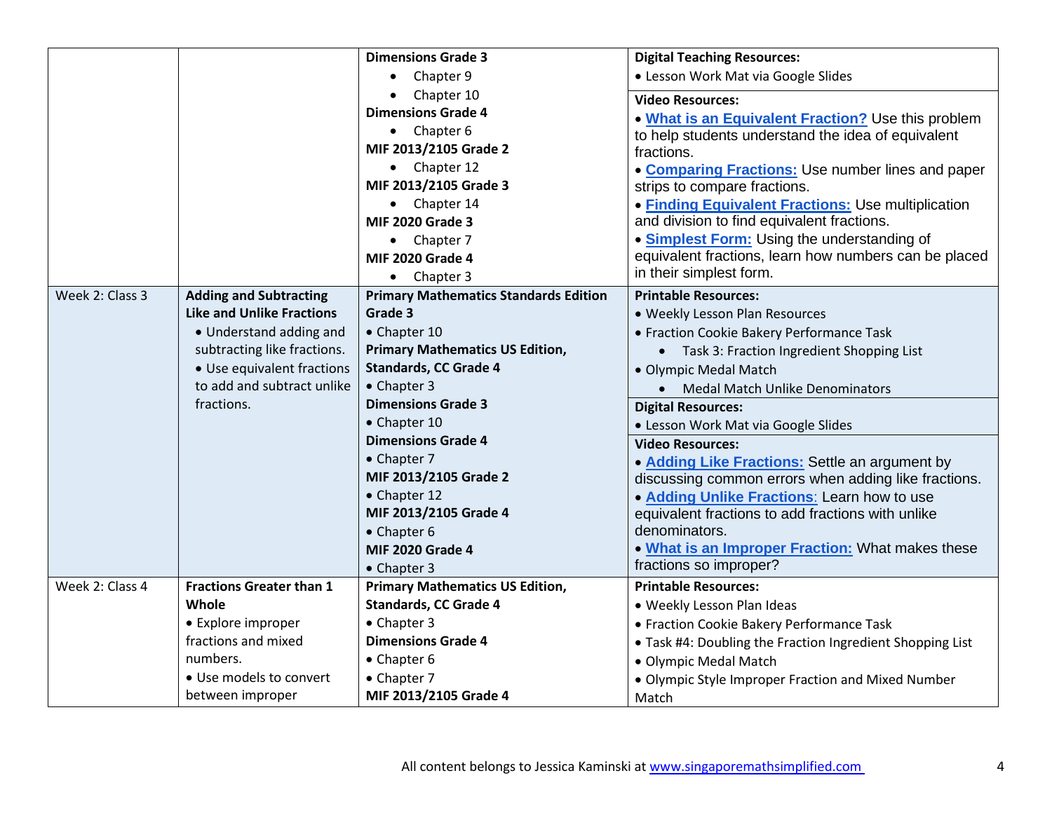| | | | |
|---|---|---|---|
| | | **Dimensions Grade 3**<br>• Chapter 9<br>• Chapter 10<br>**Dimensions Grade 4**<br>• Chapter 6<br>**MIF 2013/2105 Grade 2**<br>• Chapter 12<br>**MIF 2013/2105 Grade 3**<br>• Chapter 14<br>**MIF 2020 Grade 3**<br>• Chapter 7<br>**MIF 2020 Grade 4**<br>• Chapter 3 | **Digital Teaching Resources:**<br>• Lesson Work Mat via Google Slides<br>**Video Resources:**<br>• **What is an Equivalent Fraction?** Use this problem to help students understand the idea of equivalent fractions.<br>• **Comparing Fractions:** Use number lines and paper strips to compare fractions.<br>• **Finding Equivalent Fractions:** Use multiplication and division to find equivalent fractions.<br>• **Simplest Form:** Using the understanding of equivalent fractions, learn how numbers can be placed in their simplest form. |
| Week 2: Class 3 | **Adding and Subtracting Like and Unlike Fractions**<br>• Understand adding and subtracting like fractions.<br>• Use equivalent fractions to add and subtract unlike fractions. | **Primary Mathematics Standards Edition Grade 3**<br>• Chapter 10<br>**Primary Mathematics US Edition, Standards, CC Grade 4**<br>• Chapter 3<br>**Dimensions Grade 3**<br>• Chapter 10<br>**Dimensions Grade 4**<br>• Chapter 7<br>**MIF 2013/2105 Grade 2**<br>• Chapter 12<br>**MIF 2013/2105 Grade 4**<br>• Chapter 6<br>**MIF 2020 Grade 4**<br>• Chapter 3 | **Printable Resources:**<br>• Weekly Lesson Plan Resources<br>• Fraction Cookie Bakery Performance Task<br>&nbsp;&nbsp;• Task 3: Fraction Ingredient Shopping List<br>• Olympic Medal Match<br>&nbsp;&nbsp;• Medal Match Unlike Denominators<br>**Digital Resources:**<br>• Lesson Work Mat via Google Slides<br>**Video Resources:**<br>• **Adding Like Fractions:** Settle an argument by discussing common errors when adding like fractions.<br>• **Adding Unlike Fractions**: Learn how to use equivalent fractions to add fractions with unlike denominators.<br>• **What is an Improper Fraction:** What makes these fractions so improper? |
| Week 2: Class 4 | **Fractions Greater than 1 Whole**<br>• Explore improper fractions and mixed numbers.<br>• Use models to convert between improper | **Primary Mathematics US Edition, Standards, CC Grade 4**<br>• Chapter 3<br>**Dimensions Grade 4**<br>• Chapter 6<br>• Chapter 7<br>**MIF 2013/2105 Grade 4** | **Printable Resources:**<br>• Weekly Lesson Plan Ideas<br>• Fraction Cookie Bakery Performance Task<br>• Task #4: Doubling the Fraction Ingredient Shopping List<br>• Olympic Medal Match<br>• Olympic Style Improper Fraction and Mixed Number Match |

All content belongs to Jessica Kaminski at www.singaporemathsimplified.com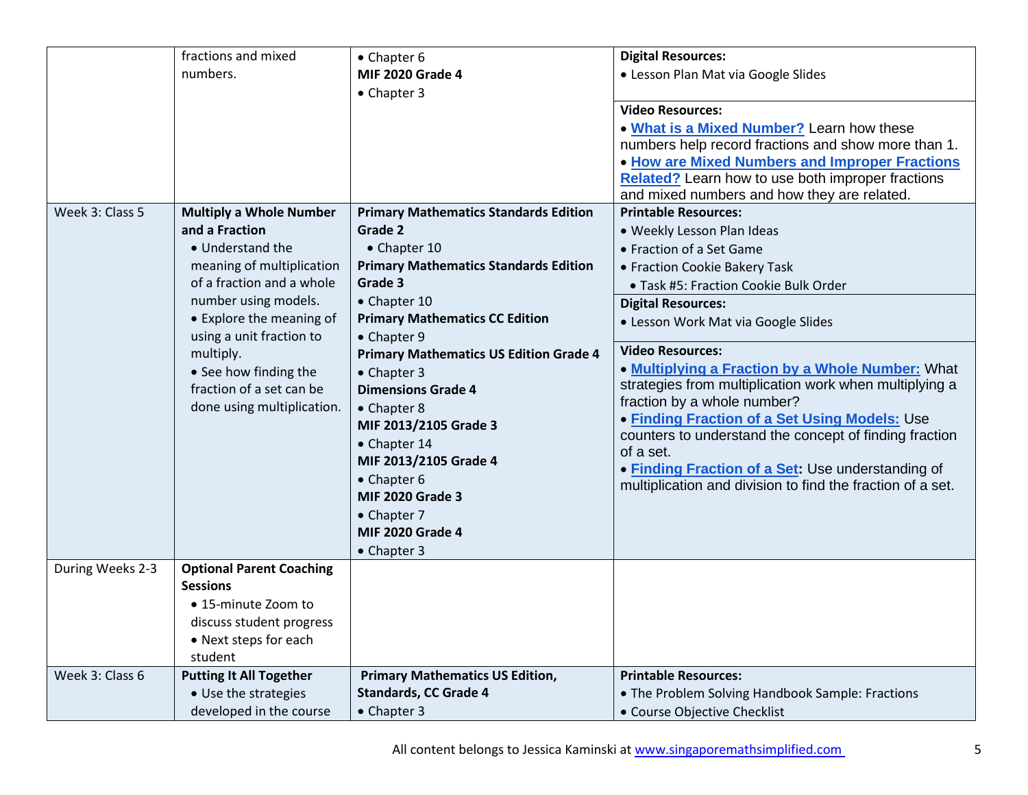| | | | |
|---|---|---|---|
| | fractions and mixed numbers. | • Chapter 6<br>**MIF 2020 Grade 4**<br>• Chapter 3 | **Digital Resources:**<br>• Lesson Plan Mat via Google Slides<br><br>**Video Resources:**<br>• **What is a Mixed Number?** Learn how these numbers help record fractions and show more than 1.<br>• **How are Mixed Numbers and Improper Fractions Related?** Learn how to use both improper fractions and mixed numbers and how they are related. |
| Week 3: Class 5 | **Multiply a Whole Number and a Fraction**<br>• Understand the meaning of multiplication of a fraction and a whole number using models.<br>• Explore the meaning of using a unit fraction to multiply.<br>• See how finding the fraction of a set can be done using multiplication. | **Primary Mathematics Standards Edition Grade 2**<br>• Chapter 10<br>**Primary Mathematics Standards Edition Grade 3**<br>• Chapter 10<br>**Primary Mathematics CC Edition**<br>• Chapter 9<br>**Primary Mathematics US Edition Grade 4**<br>• Chapter 3<br>**Dimensions Grade 4**<br>• Chapter 8<br>**MIF 2013/2105 Grade 3**<br>• Chapter 14<br>**MIF 2013/2105 Grade 4**<br>• Chapter 6<br>**MIF 2020 Grade 3**<br>• Chapter 7<br>**MIF 2020 Grade 4**<br>• Chapter 3 | **Printable Resources:**<br>• Weekly Lesson Plan Ideas<br>• Fraction of a Set Game<br>• Fraction Cookie Bakery Task<br>• Task #5: Fraction Cookie Bulk Order<br><br>**Digital Resources:**<br>• Lesson Work Mat via Google Slides<br><br>**Video Resources:**<br>• **Multiplying a Fraction by a Whole Number:** What strategies from multiplication work when multiplying a fraction by a whole number?<br>• **Finding Fraction of a Set Using Models:** Use counters to understand the concept of finding fraction of a set.<br>• **Finding Fraction of a Set:** Use understanding of multiplication and division to find the fraction of a set. |
| During Weeks 2-3 | **Optional Parent Coaching Sessions**<br>• 15-minute Zoom to discuss student progress<br>• Next steps for each student | | |
| Week 3: Class 6 | **Putting It All Together**<br>• Use the strategies developed in the course | **Primary Mathematics US Edition, Standards, CC Grade 4**<br>• Chapter 3 | **Printable Resources:**<br>• The Problem Solving Handbook Sample: Fractions<br>• Course Objective Checklist |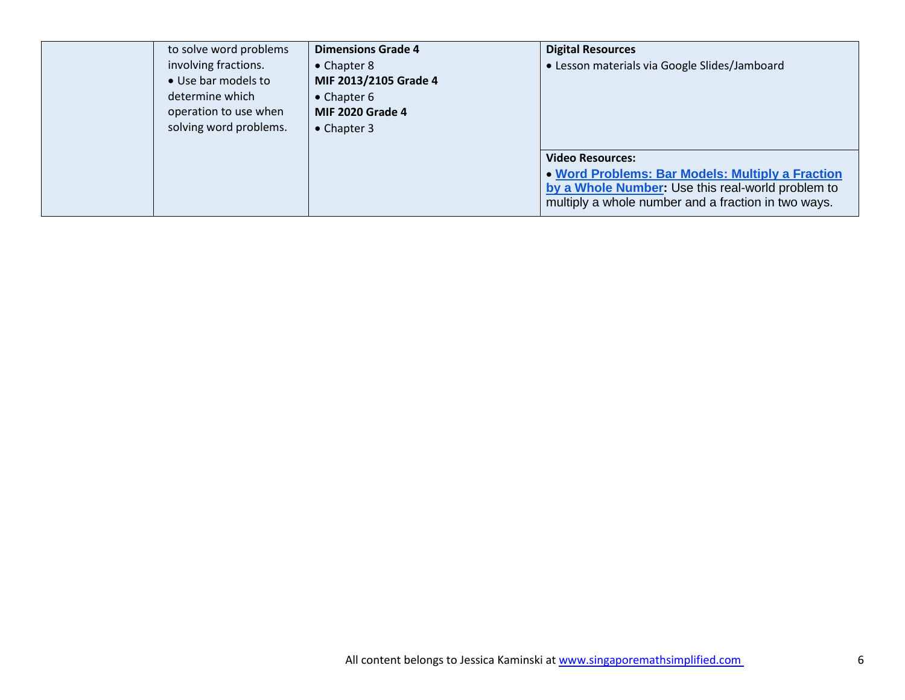|  |  |  |  |
|---|---|---|---|
|  | to solve word problems involving fractions.<br>• Use bar models to determine which operation to use when solving word problems. | **Dimensions Grade 4**<br>• Chapter 8<br>**MIF 2013/2105 Grade 4**<br>• Chapter 6<br>**MIF 2020 Grade 4**<br>• Chapter 3 | **Digital Resources**<br>• Lesson materials via Google Slides/Jamboard |
|  |  |  | **Video Resources:**<br>• **Word Problems: Bar Models: Multiply a Fraction by a Whole Number:** Use this real-world problem to multiply a whole number and a fraction in two ways. |

All content belongs to Jessica Kaminski at www.singaporemathsimplified.com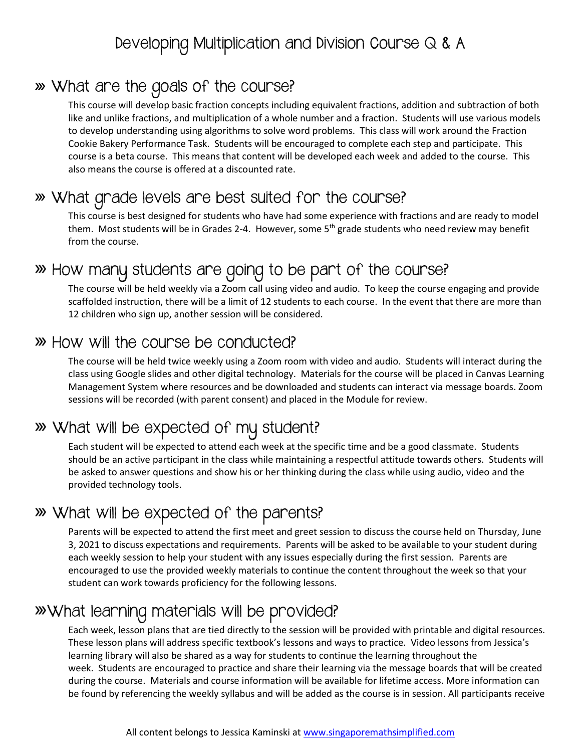# Developing Multiplication and Division Course Q & A

## » What are the goals of the course?

This course will develop basic fraction concepts including equivalent fractions, addition and subtraction of both like and unlike fractions, and multiplication of a whole number and a fraction. Students will use various models to develop understanding using algorithms to solve word problems. This class will work around the Fraction Cookie Bakery Performance Task. Students will be encouraged to complete each step and participate. This course is a beta course. This means that content will be developed each week and added to the course. This also means the course is offered at a discounted rate.

## » What grade levels are best suited for the course?

This course is best designed for students who have had some experience with fractions and are ready to model them. Most students will be in Grades 2-4. However, some 5th grade students who need review may benefit from the course.

## » How many students are going to be part of the course?

The course will be held weekly via a Zoom call using video and audio. To keep the course engaging and provide scaffolded instruction, there will be a limit of 12 students to each course. In the event that there are more than 12 children who sign up, another session will be considered.

## » How will the course be conducted?

The course will be held twice weekly using a Zoom room with video and audio. Students will interact during the class using Google slides and other digital technology. Materials for the course will be placed in Canvas Learning Management System where resources and be downloaded and students can interact via message boards. Zoom sessions will be recorded (with parent consent) and placed in the Module for review.

## » What will be expected of my student?

Each student will be expected to attend each week at the specific time and be a good classmate. Students should be an active participant in the class while maintaining a respectful attitude towards others. Students will be asked to answer questions and show his or her thinking during the class while using audio, video and the provided technology tools.

## » What will be expected of the parents?

Parents will be expected to attend the first meet and greet session to discuss the course held on Thursday, June 3, 2021 to discuss expectations and requirements. Parents will be asked to be available to your student during each weekly session to help your student with any issues especially during the first session. Parents are encouraged to use the provided weekly materials to continue the content throughout the week so that your student can work towards proficiency for the following lessons.

## » What learning materials will be provided?

Each week, lesson plans that are tied directly to the session will be provided with printable and digital resources. These lesson plans will address specific textbook's lessons and ways to practice. Video lessons from Jessica's learning library will also be shared as a way for students to continue the learning throughout the week. Students are encouraged to practice and share their learning via the message boards that will be created during the course. Materials and course information will be available for lifetime access. More information can be found by referencing the weekly syllabus and will be added as the course is in session. All participants receive

All content belongs to Jessica Kaminski at www.singaporemathsimplified.com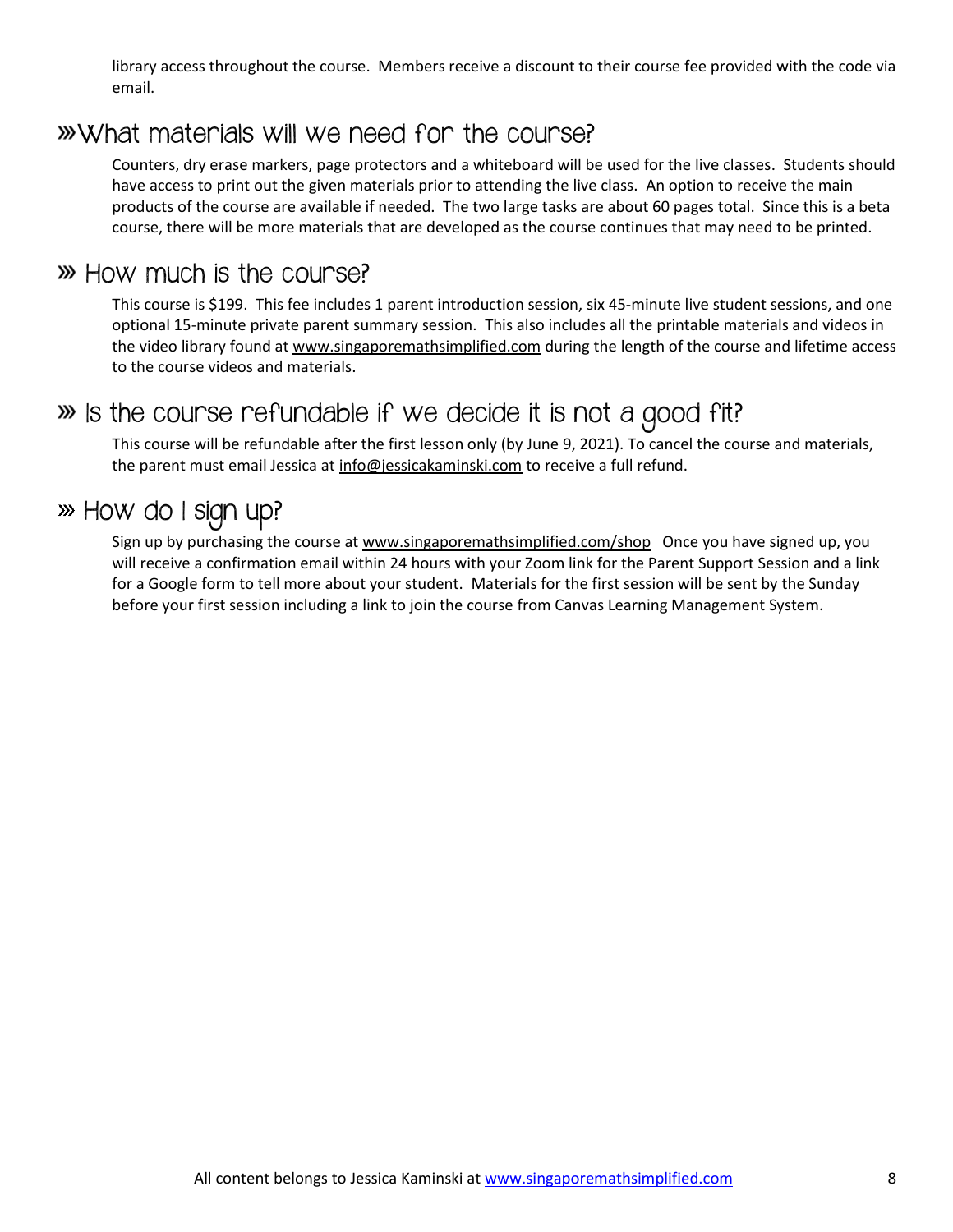library access throughout the course. Members receive a discount to their course fee provided with the code via email.

## »What materials will we need for the course?

Counters, dry erase markers, page protectors and a whiteboard will be used for the live classes. Students should have access to print out the given materials prior to attending the live class. An option to receive the main products of the course are available if needed. The two large tasks are about 60 pages total. Since this is a beta course, there will be more materials that are developed as the course continues that may need to be printed.

## » How much is the course?

This course is $199. This fee includes 1 parent introduction session, six 45-minute live student sessions, and one optional 15-minute private parent summary session. This also includes all the printable materials and videos in the video library found at www.singaporemathsimplified.com during the length of the course and lifetime access to the course videos and materials.

## » Is the course refundable if we decide it is not a good fit?

This course will be refundable after the first lesson only (by June 9, 2021). To cancel the course and materials, the parent must email Jessica at info@jessicakaminski.com to receive a full refund.

## » How do I sign up?

Sign up by purchasing the course at www.singaporemathsimplified.com/shop Once you have signed up, you will receive a confirmation email within 24 hours with your Zoom link for the Parent Support Session and a link for a Google form to tell more about your student. Materials for the first session will be sent by the Sunday before your first session including a link to join the course from Canvas Learning Management System.